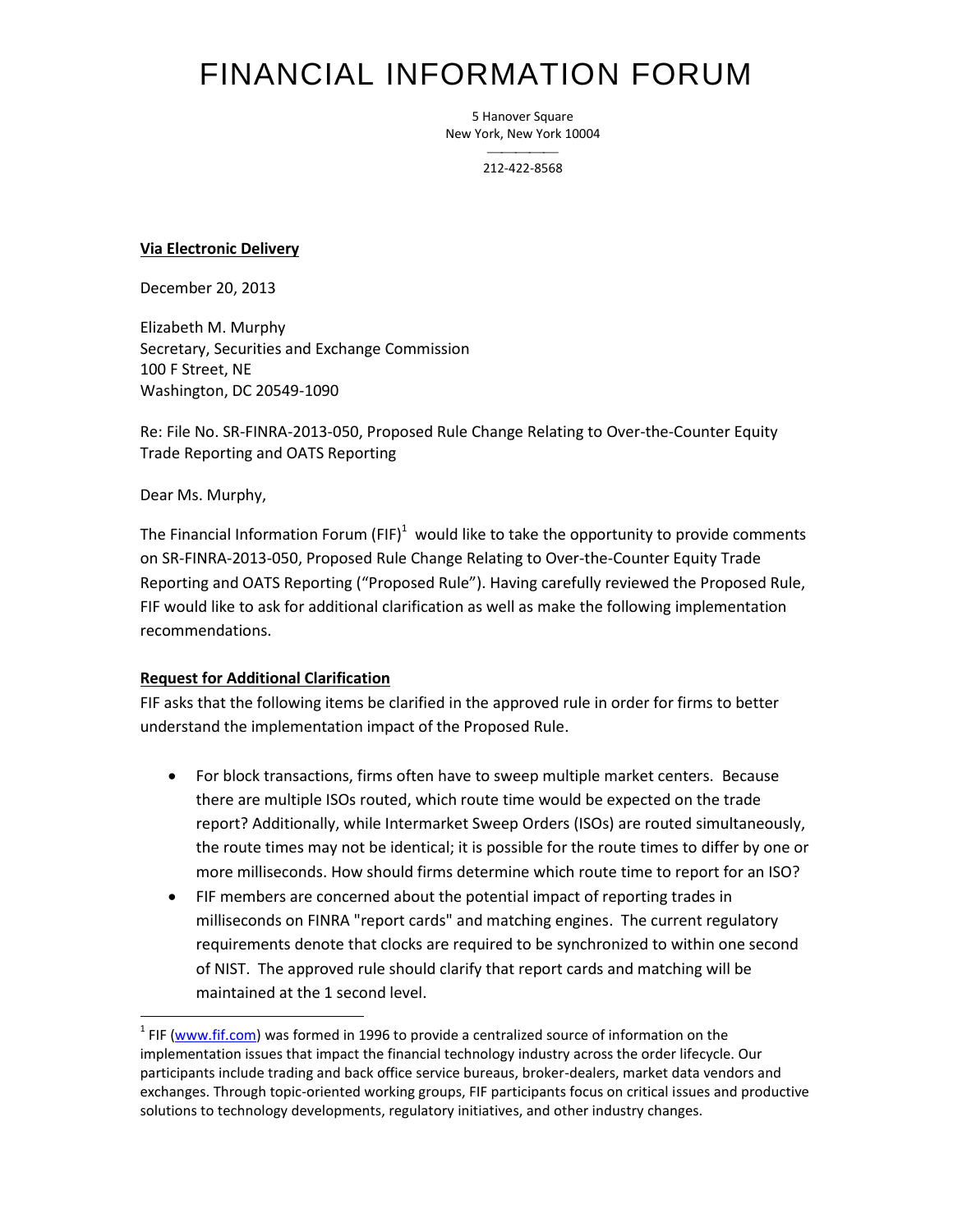# FINANCIAL INFORMATION FORUM

5 Hanover Square
New York, New York 10004

212-422-8568

**Via Electronic Delivery**

December 20, 2013

Elizabeth M. Murphy
Secretary, Securities and Exchange Commission
100 F Street, NE
Washington, DC 20549-1090

Re: File No. SR-FINRA-2013-050, Proposed Rule Change Relating to Over-the-Counter Equity Trade Reporting and OATS Reporting

Dear Ms. Murphy,

The Financial Information Forum (FIF)[1] would like to take the opportunity to provide comments on SR-FINRA-2013-050, Proposed Rule Change Relating to Over-the-Counter Equity Trade Reporting and OATS Reporting ("Proposed Rule"). Having carefully reviewed the Proposed Rule, FIF would like to ask for additional clarification as well as make the following implementation recommendations.

**Request for Additional Clarification**

FIF asks that the following items be clarified in the approved rule in order for firms to better understand the implementation impact of the Proposed Rule.

- For block transactions, firms often have to sweep multiple market centers. Because there are multiple ISOs routed, which route time would be expected on the trade report? Additionally, while Intermarket Sweep Orders (ISOs) are routed simultaneously, the route times may not be identical; it is possible for the route times to differ by one or more milliseconds. How should firms determine which route time to report for an ISO?
- FIF members are concerned about the potential impact of reporting trades in milliseconds on FINRA "report cards" and matching engines. The current regulatory requirements denote that clocks are required to be synchronized to within one second of NIST. The approved rule should clarify that report cards and matching will be maintained at the 1 second level.

[1] FIF (www.fif.com) was formed in 1996 to provide a centralized source of information on the implementation issues that impact the financial technology industry across the order lifecycle. Our participants include trading and back office service bureaus, broker-dealers, market data vendors and exchanges. Through topic-oriented working groups, FIF participants focus on critical issues and productive solutions to technology developments, regulatory initiatives, and other industry changes.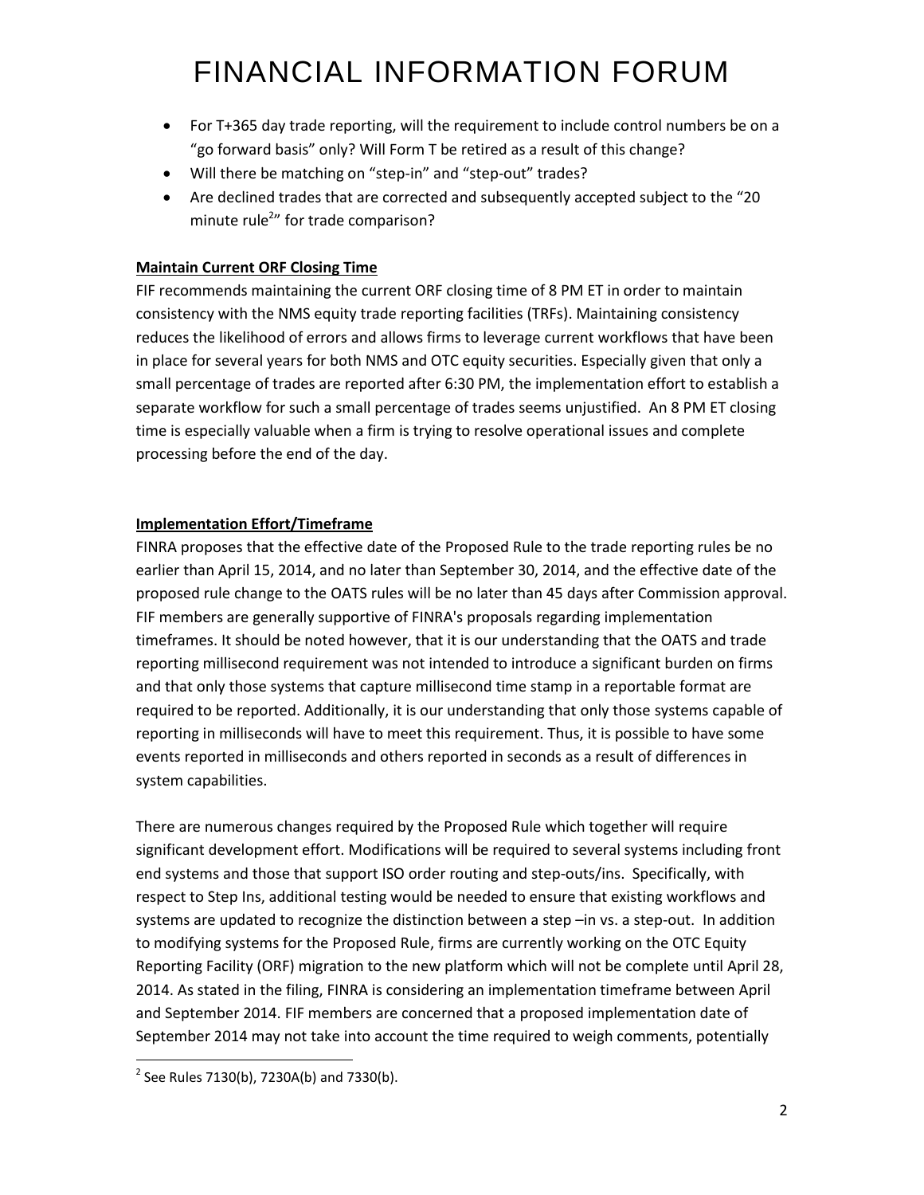- For T+365 day trade reporting, will the requirement to include control numbers be on a "go forward basis" only? Will Form T be retired as a result of this change?
- Will there be matching on "step-in" and "step-out" trades?
- Are declined trades that are corrected and subsequently accepted subject to the "20 minute rule[2]" for trade comparison?

**Maintain Current ORF Closing Time**

FIF recommends maintaining the current ORF closing time of 8 PM ET in order to maintain consistency with the NMS equity trade reporting facilities (TRFs). Maintaining consistency reduces the likelihood of errors and allows firms to leverage current workflows that have been in place for several years for both NMS and OTC equity securities. Especially given that only a small percentage of trades are reported after 6:30 PM, the implementation effort to establish a separate workflow for such a small percentage of trades seems unjustified. An 8 PM ET closing time is especially valuable when a firm is trying to resolve operational issues and complete processing before the end of the day.

**Implementation Effort/Timeframe**

FINRA proposes that the effective date of the Proposed Rule to the trade reporting rules be no earlier than April 15, 2014, and no later than September 30, 2014, and the effective date of the proposed rule change to the OATS rules will be no later than 45 days after Commission approval. FIF members are generally supportive of FINRA's proposals regarding implementation timeframes. It should be noted however, that it is our understanding that the OATS and trade reporting millisecond requirement was not intended to introduce a significant burden on firms and that only those systems that capture millisecond time stamp in a reportable format are required to be reported. Additionally, it is our understanding that only those systems capable of reporting in milliseconds will have to meet this requirement. Thus, it is possible to have some events reported in milliseconds and others reported in seconds as a result of differences in system capabilities.

There are numerous changes required by the Proposed Rule which together will require significant development effort. Modifications will be required to several systems including front end systems and those that support ISO order routing and step-outs/ins. Specifically, with respect to Step Ins, additional testing would be needed to ensure that existing workflows and systems are updated to recognize the distinction between a step –in vs. a step-out. In addition to modifying systems for the Proposed Rule, firms are currently working on the OTC Equity Reporting Facility (ORF) migration to the new platform which will not be complete until April 28, 2014. As stated in the filing, FINRA is considering an implementation timeframe between April and September 2014. FIF members are concerned that a proposed implementation date of September 2014 may not take into account the time required to weigh comments, potentially

[2] See Rules 7130(b), 7230A(b) and 7330(b).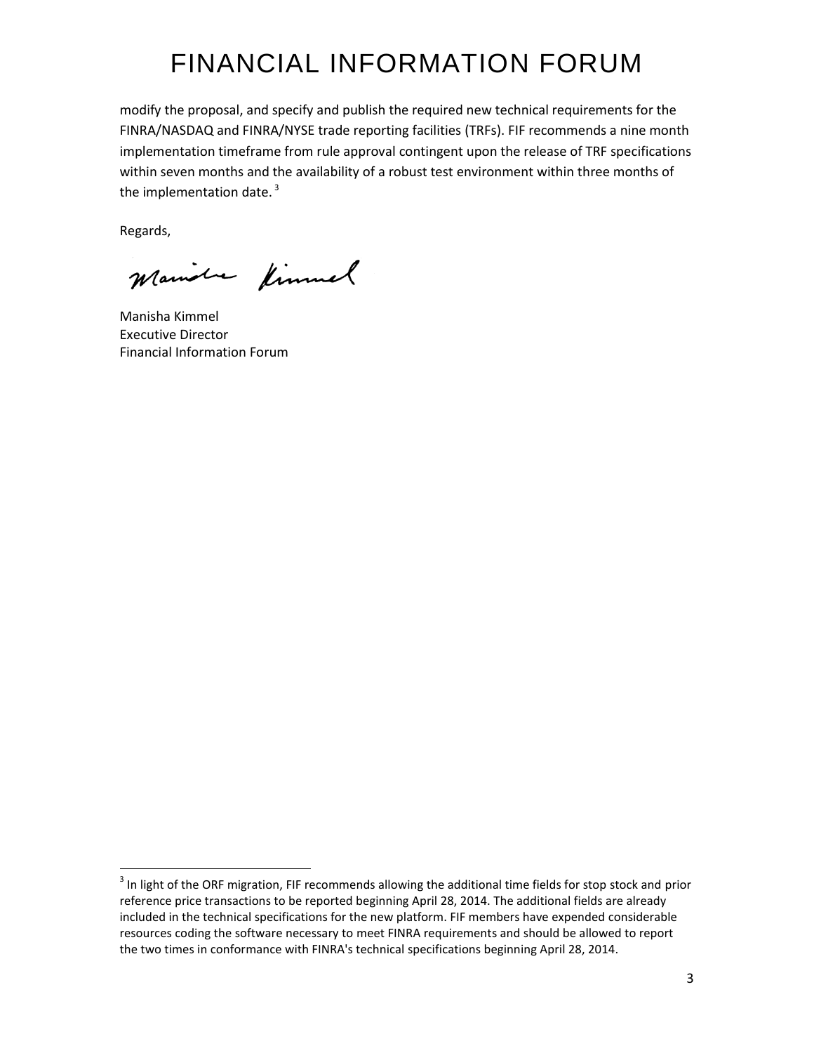modify the proposal, and specify and publish the required new technical requirements for the FINRA/NASDAQ and FINRA/NYSE trade reporting facilities (TRFs). FIF recommends a nine month implementation timeframe from rule approval contingent upon the release of TRF specifications within seven months and the availability of a robust test environment within three months of the implementation date. [3]

Regards,

Manisha Kimmel
Executive Director
Financial Information Forum

[3] In light of the ORF migration, FIF recommends allowing the additional time fields for stop stock and prior reference price transactions to be reported beginning April 28, 2014. The additional fields are already included in the technical specifications for the new platform. FIF members have expended considerable resources coding the software necessary to meet FINRA requirements and should be allowed to report the two times in conformance with FINRA's technical specifications beginning April 28, 2014.